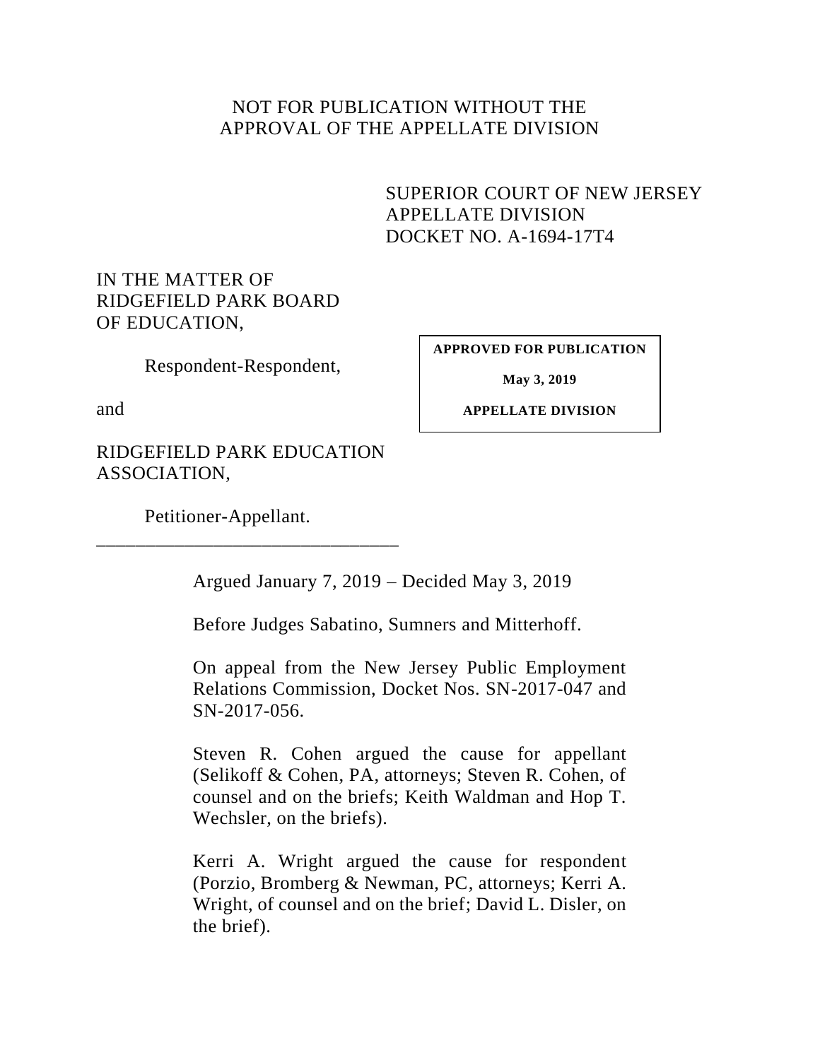NOT FOR PUBLICATION WITHOUT THE
APPROVAL OF THE APPELLATE DIVISION

SUPERIOR COURT OF NEW JERSEY
APPELLATE DIVISION
DOCKET NO. A-1694-17T4

IN THE MATTER OF
RIDGEFIELD PARK BOARD
OF EDUCATION,

Respondent-Respondent,

**APPROVED FOR PUBLICATION**

**May 3, 2019**

**APPELLATE DIVISION**

and

RIDGEFIELD PARK EDUCATION
ASSOCIATION,

Petitioner-Appellant.

\_\_\_\_\_\_\_\_\_\_\_\_\_\_\_\_\_\_\_\_\_\_\_\_\_\_\_\_\_\_\_\_

Argued January 7, 2019 – Decided May 3, 2019

Before Judges Sabatino, Sumners and Mitterhoff.

On appeal from the New Jersey Public Employment Relations Commission, Docket Nos. SN-2017-047 and SN-2017-056.

Steven R. Cohen argued the cause for appellant (Selikoff & Cohen, PA, attorneys; Steven R. Cohen, of counsel and on the briefs; Keith Waldman and Hop T. Wechsler, on the briefs).

Kerri A. Wright argued the cause for respondent (Porzio, Bromberg & Newman, PC, attorneys; Kerri A. Wright, of counsel and on the brief; David L. Disler, on the brief).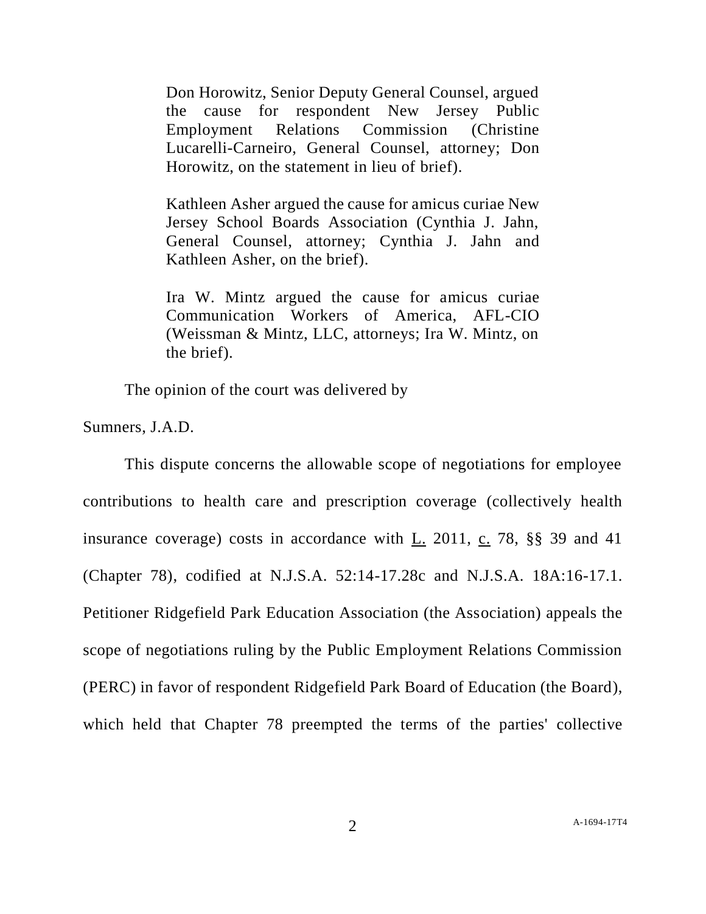Don Horowitz, Senior Deputy General Counsel, argued the cause for respondent New Jersey Public Employment Relations Commission (Christine Lucarelli-Carneiro, General Counsel, attorney; Don Horowitz, on the statement in lieu of brief).

Kathleen Asher argued the cause for amicus curiae New Jersey School Boards Association (Cynthia J. Jahn, General Counsel, attorney; Cynthia J. Jahn and Kathleen Asher, on the brief).

Ira W. Mintz argued the cause for amicus curiae Communication Workers of America, AFL-CIO (Weissman & Mintz, LLC, attorneys; Ira W. Mintz, on the brief).

The opinion of the court was delivered by

Sumners, J.A.D.

This dispute concerns the allowable scope of negotiations for employee contributions to health care and prescription coverage (collectively health insurance coverage) costs in accordance with L. 2011, c. 78, §§ 39 and 41 (Chapter 78), codified at N.J.S.A. 52:14-17.28c and N.J.S.A. 18A:16-17.1. Petitioner Ridgefield Park Education Association (the Association) appeals the scope of negotiations ruling by the Public Employment Relations Commission (PERC) in favor of respondent Ridgefield Park Board of Education (the Board), which held that Chapter 78 preempted the terms of the parties' collective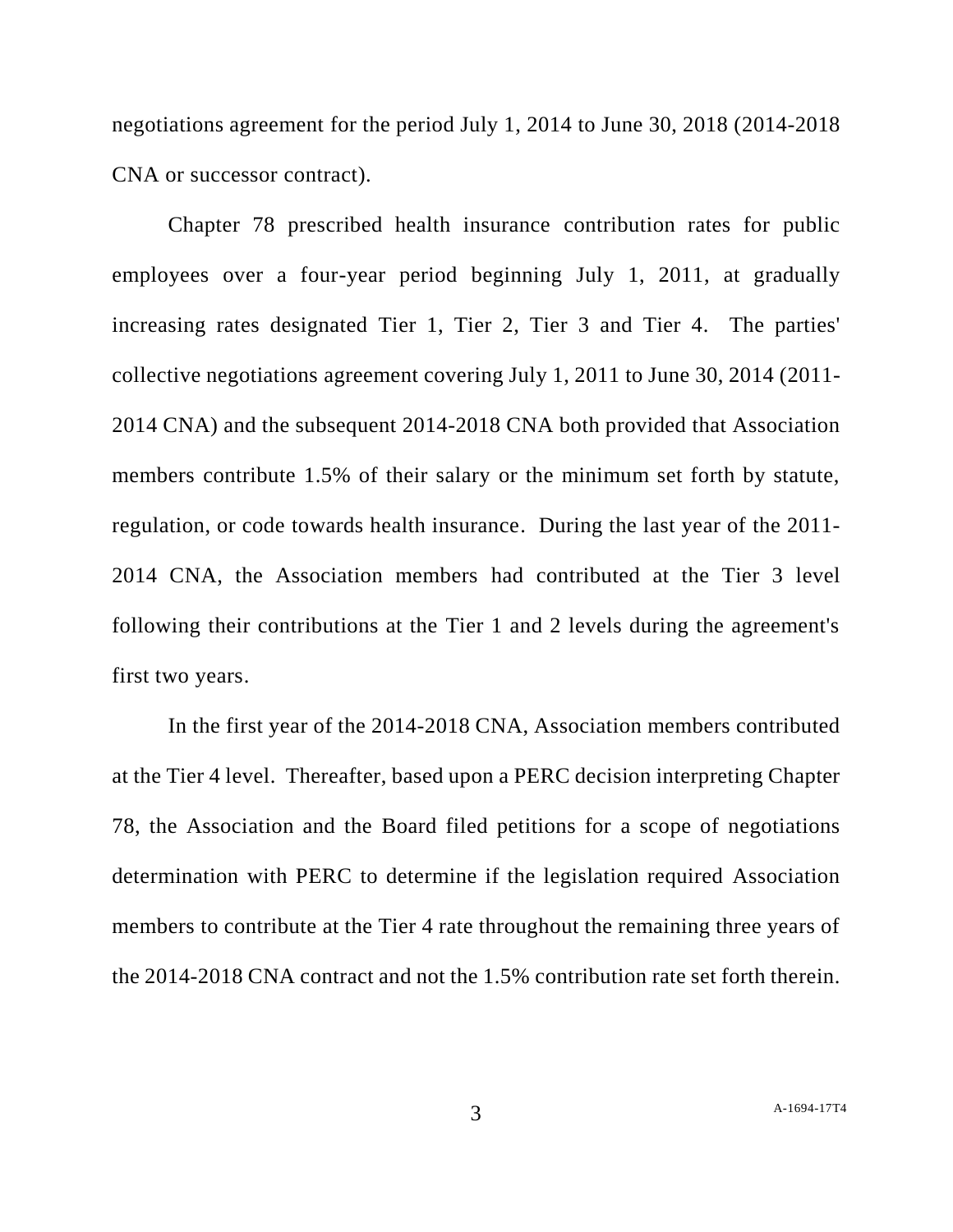negotiations agreement for the period July 1, 2014 to June 30, 2018 (2014-2018 CNA or successor contract).

Chapter 78 prescribed health insurance contribution rates for public employees over a four-year period beginning July 1, 2011, at gradually increasing rates designated Tier 1, Tier 2, Tier 3 and Tier 4. The parties' collective negotiations agreement covering July 1, 2011 to June 30, 2014 (2011-2014 CNA) and the subsequent 2014-2018 CNA both provided that Association members contribute 1.5% of their salary or the minimum set forth by statute, regulation, or code towards health insurance. During the last year of the 2011-2014 CNA, the Association members had contributed at the Tier 3 level following their contributions at the Tier 1 and 2 levels during the agreement's first two years.

In the first year of the 2014-2018 CNA, Association members contributed at the Tier 4 level. Thereafter, based upon a PERC decision interpreting Chapter 78, the Association and the Board filed petitions for a scope of negotiations determination with PERC to determine if the legislation required Association members to contribute at the Tier 4 rate throughout the remaining three years of the 2014-2018 CNA contract and not the 1.5% contribution rate set forth therein.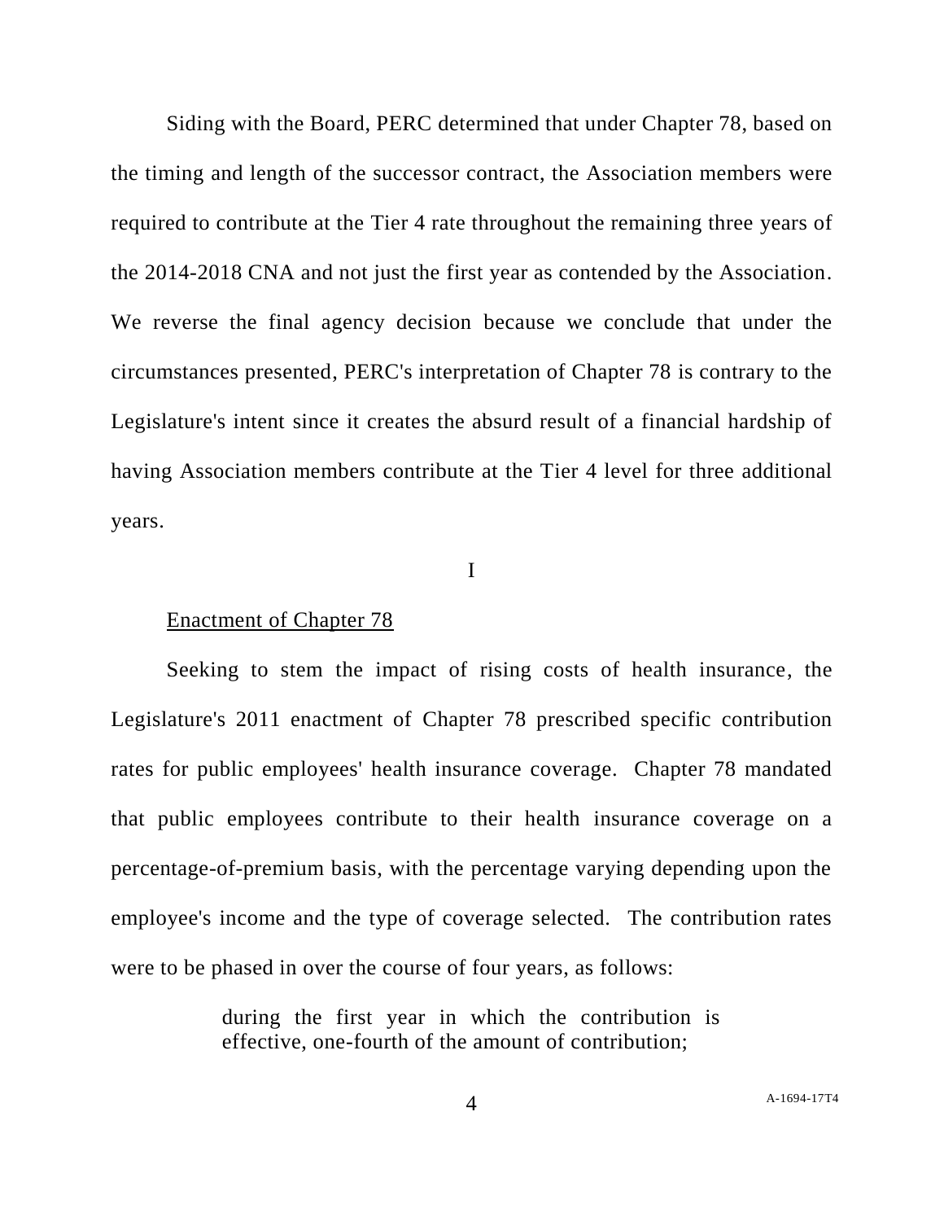Siding with the Board, PERC determined that under Chapter 78, based on the timing and length of the successor contract, the Association members were required to contribute at the Tier 4 rate throughout the remaining three years of the 2014-2018 CNA and not just the first year as contended by the Association. We reverse the final agency decision because we conclude that under the circumstances presented, PERC's interpretation of Chapter 78 is contrary to the Legislature's intent since it creates the absurd result of a financial hardship of having Association members contribute at the Tier 4 level for three additional years.

I

Enactment of Chapter 78

Seeking to stem the impact of rising costs of health insurance, the Legislature's 2011 enactment of Chapter 78 prescribed specific contribution rates for public employees' health insurance coverage. Chapter 78 mandated that public employees contribute to their health insurance coverage on a percentage-of-premium basis, with the percentage varying depending upon the employee's income and the type of coverage selected. The contribution rates were to be phased in over the course of four years, as follows:

> during the first year in which the contribution is effective, one-fourth of the amount of contribution;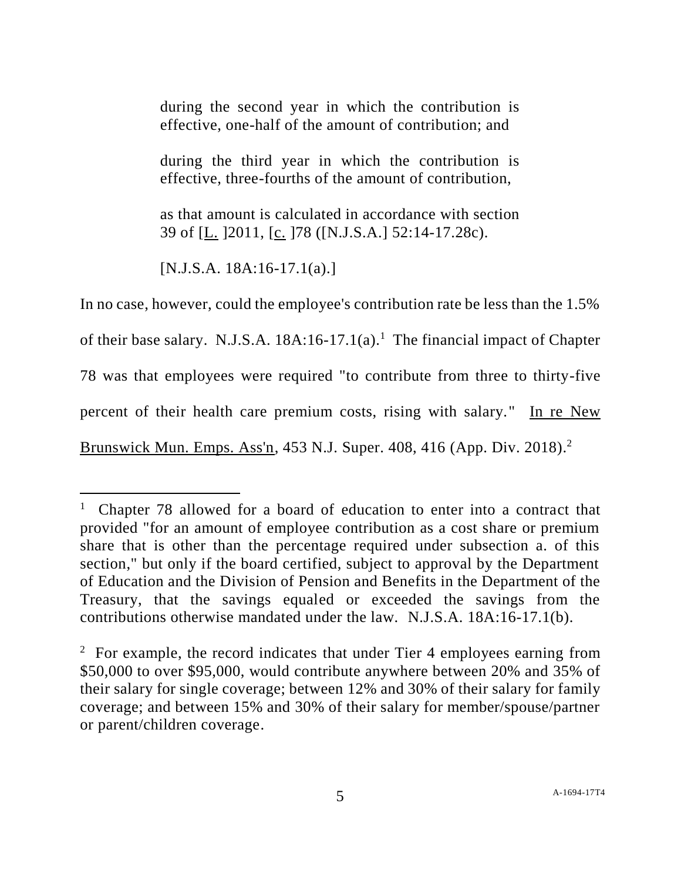> during the second year in which the contribution is effective, one-half of the amount of contribution; and
>
> during the third year in which the contribution is effective, three-fourths of the amount of contribution,
>
> as that amount is calculated in accordance with section 39 of [L. ]2011, [c. ]78 ([N.J.S.A.] 52:14-17.28c).
>
> [N.J.S.A. 18A:16-17.1(a).]

In no case, however, could the employee's contribution rate be less than the 1.5% of their base salary. N.J.S.A. 18A:16-17.1(a).[1] The financial impact of Chapter 78 was that employees were required "to contribute from three to thirty-five percent of their health care premium costs, rising with salary." In re New Brunswick Mun. Emps. Ass'n, 453 N.J. Super. 408, 416 (App. Div. 2018).[2]

---

[1] Chapter 78 allowed for a board of education to enter into a contract that provided "for an amount of employee contribution as a cost share or premium share that is other than the percentage required under subsection a. of this section," but only if the board certified, subject to approval by the Department of Education and the Division of Pension and Benefits in the Department of the Treasury, that the savings equaled or exceeded the savings from the contributions otherwise mandated under the law. N.J.S.A. 18A:16-17.1(b).

[2] For example, the record indicates that under Tier 4 employees earning from $50,000 to over $95,000, would contribute anywhere between 20% and 35% of their salary for single coverage; between 12% and 30% of their salary for family coverage; and between 15% and 30% of their salary for member/spouse/partner or parent/children coverage.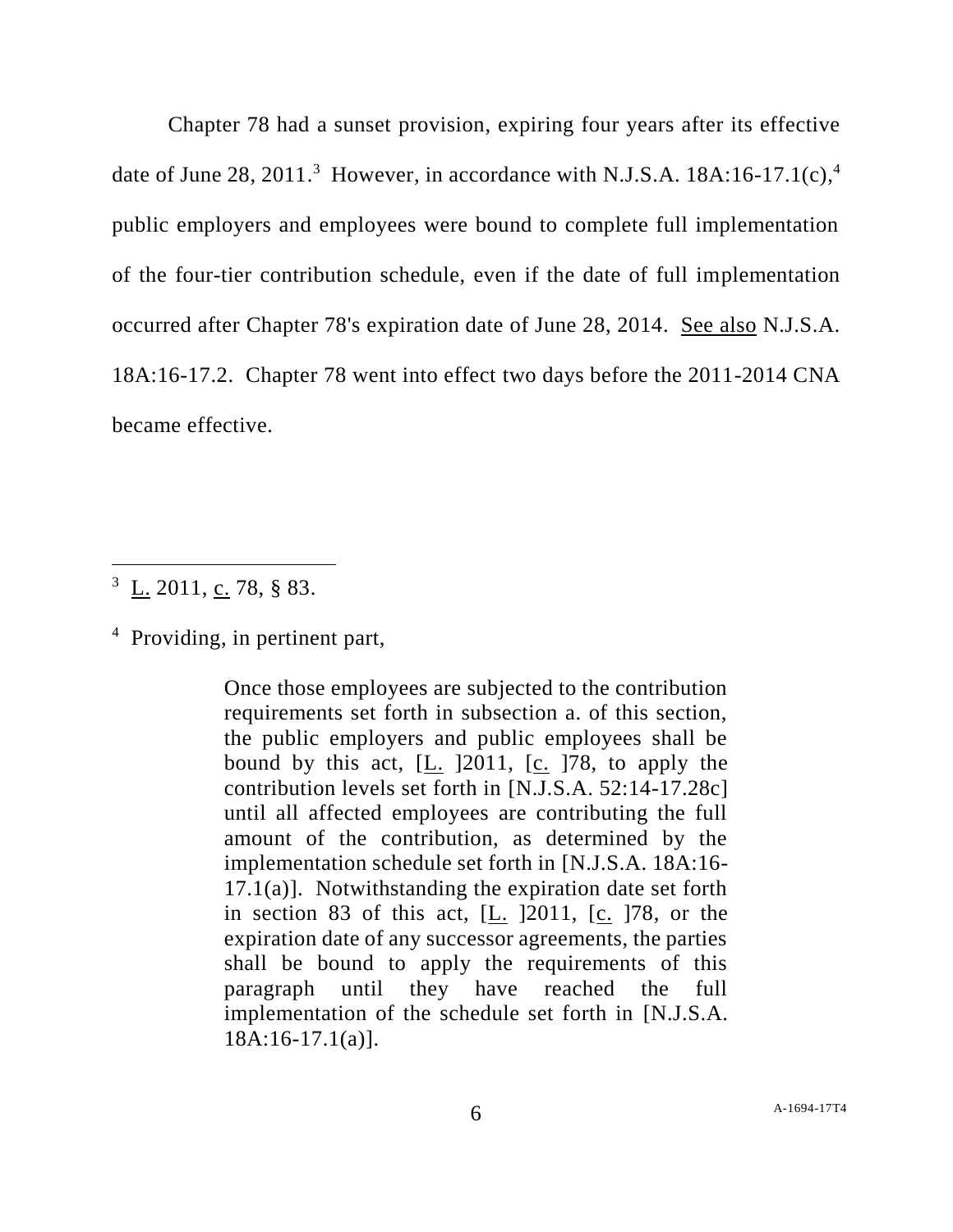Chapter 78 had a sunset provision, expiring four years after its effective date of June 28, 2011.[3] However, in accordance with N.J.S.A. 18A:16-17.1(c),[4] public employers and employees were bound to complete full implementation of the four-tier contribution schedule, even if the date of full implementation occurred after Chapter 78's expiration date of June 28, 2014. See also N.J.S.A. 18A:16-17.2. Chapter 78 went into effect two days before the 2011-2014 CNA became effective.

---

[3] L. 2011, c. 78, § 83.

[4] Providing, in pertinent part,

> Once those employees are subjected to the contribution requirements set forth in subsection a. of this section, the public employers and public employees shall be bound by this act, [L. ]2011, [c. ]78, to apply the contribution levels set forth in [N.J.S.A. 52:14-17.28c] until all affected employees are contributing the full amount of the contribution, as determined by the implementation schedule set forth in [N.J.S.A. 18A:16-17.1(a)]. Notwithstanding the expiration date set forth in section 83 of this act, [L. ]2011, [c. ]78, or the expiration date of any successor agreements, the parties shall be bound to apply the requirements of this paragraph until they have reached the full implementation of the schedule set forth in [N.J.S.A. 18A:16-17.1(a)].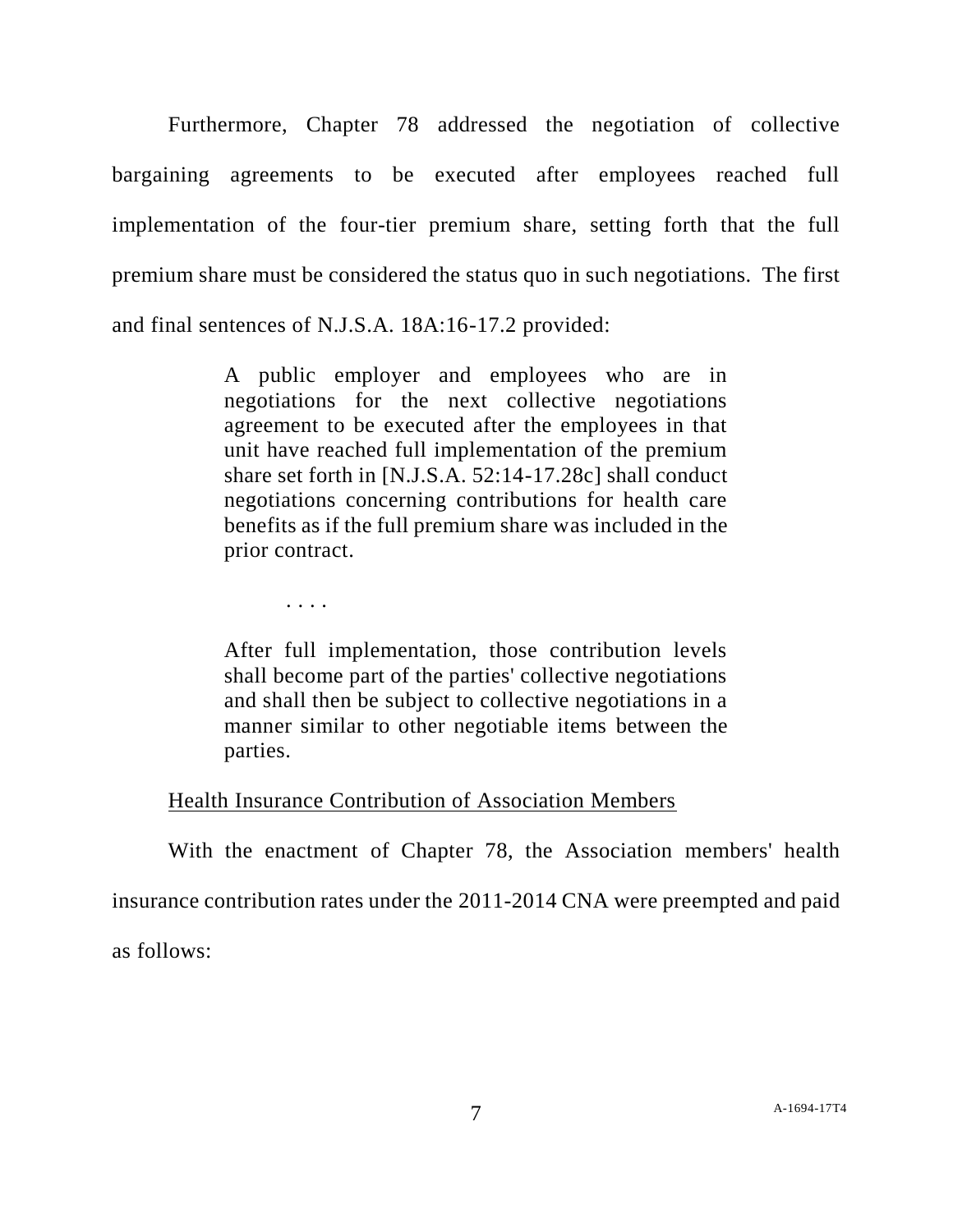Furthermore, Chapter 78 addressed the negotiation of collective bargaining agreements to be executed after employees reached full implementation of the four-tier premium share, setting forth that the full premium share must be considered the status quo in such negotiations. The first and final sentences of N.J.S.A. 18A:16-17.2 provided:

> A public employer and employees who are in negotiations for the next collective negotiations agreement to be executed after the employees in that unit have reached full implementation of the premium share set forth in [N.J.S.A. 52:14-17.28c] shall conduct negotiations concerning contributions for health care benefits as if the full premium share was included in the prior contract.
>
> . . . .
>
> After full implementation, those contribution levels shall become part of the parties' collective negotiations and shall then be subject to collective negotiations in a manner similar to other negotiable items between the parties.

<u>Health Insurance Contribution of Association Members</u>

With the enactment of Chapter 78, the Association members' health insurance contribution rates under the 2011-2014 CNA were preempted and paid as follows: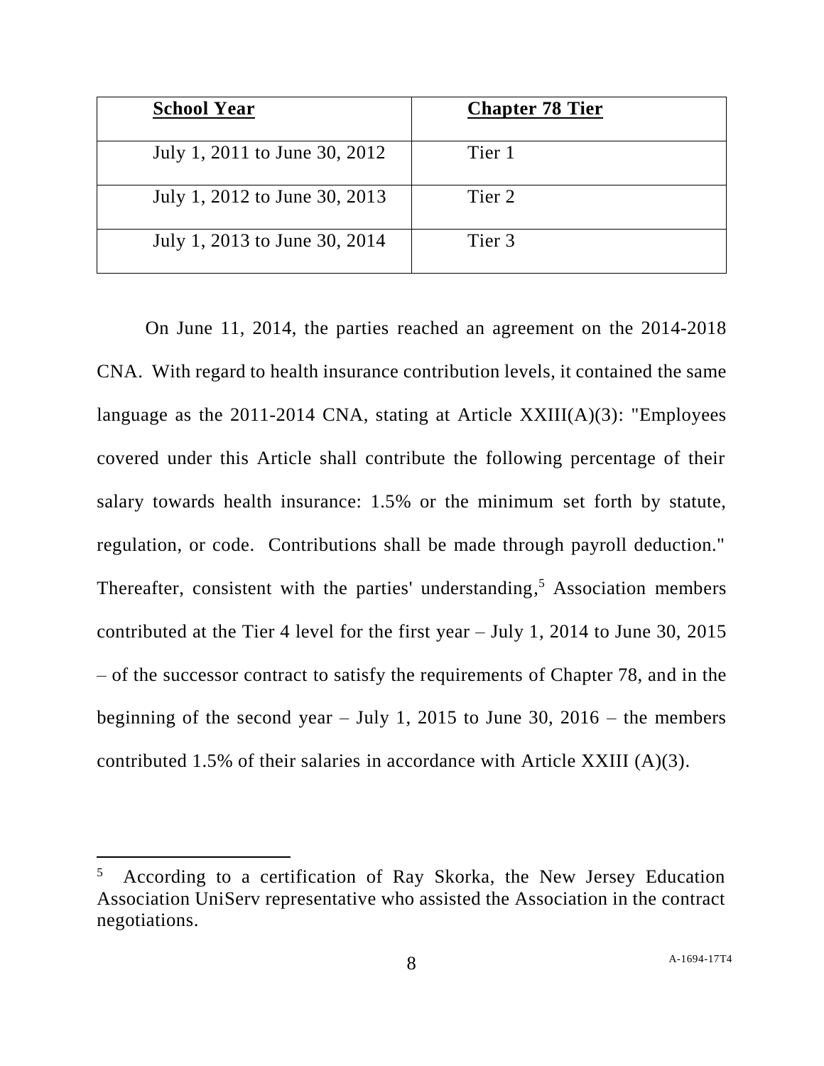| School Year | Chapter 78 Tier |
|---|---|
| July 1, 2011 to June 30, 2012 | Tier 1 |
| July 1, 2012 to June 30, 2013 | Tier 2 |
| July 1, 2013 to June 30, 2014 | Tier 3 |

On June 11, 2014, the parties reached an agreement on the 2014-2018 CNA. With regard to health insurance contribution levels, it contained the same language as the 2011-2014 CNA, stating at Article XXIII(A)(3): "Employees covered under this Article shall contribute the following percentage of their salary towards health insurance: 1.5% or the minimum set forth by statute, regulation, or code. Contributions shall be made through payroll deduction." Thereafter, consistent with the parties' understanding,[5] Association members contributed at the Tier 4 level for the first year – July 1, 2014 to June 30, 2015 – of the successor contract to satisfy the requirements of Chapter 78, and in the beginning of the second year – July 1, 2015 to June 30, 2016 – the members contributed 1.5% of their salaries in accordance with Article XXIII (A)(3).

[5] According to a certification of Ray Skorka, the New Jersey Education Association UniServ representative who assisted the Association in the contract negotiations.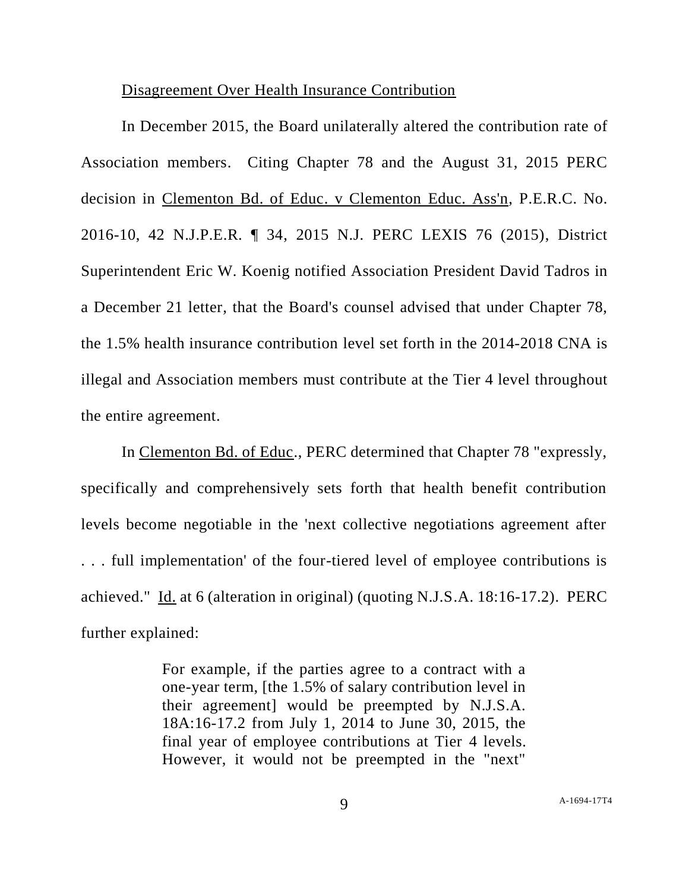Disagreement Over Health Insurance Contribution

In December 2015, the Board unilaterally altered the contribution rate of Association members. Citing Chapter 78 and the August 31, 2015 PERC decision in Clementon Bd. of Educ. v Clementon Educ. Ass'n, P.E.R.C. No. 2016-10, 42 N.J.P.E.R. ¶ 34, 2015 N.J. PERC LEXIS 76 (2015), District Superintendent Eric W. Koenig notified Association President David Tadros in a December 21 letter, that the Board's counsel advised that under Chapter 78, the 1.5% health insurance contribution level set forth in the 2014-2018 CNA is illegal and Association members must contribute at the Tier 4 level throughout the entire agreement.

In Clementon Bd. of Educ., PERC determined that Chapter 78 "expressly, specifically and comprehensively sets forth that health benefit contribution levels become negotiable in the 'next collective negotiations agreement after . . . full implementation' of the four-tiered level of employee contributions is achieved." Id. at 6 (alteration in original) (quoting N.J.S.A. 18:16-17.2). PERC further explained:

> For example, if the parties agree to a contract with a one-year term, [the 1.5% of salary contribution level in their agreement] would be preempted by N.J.S.A. 18A:16-17.2 from July 1, 2014 to June 30, 2015, the final year of employee contributions at Tier 4 levels. However, it would not be preempted in the "next"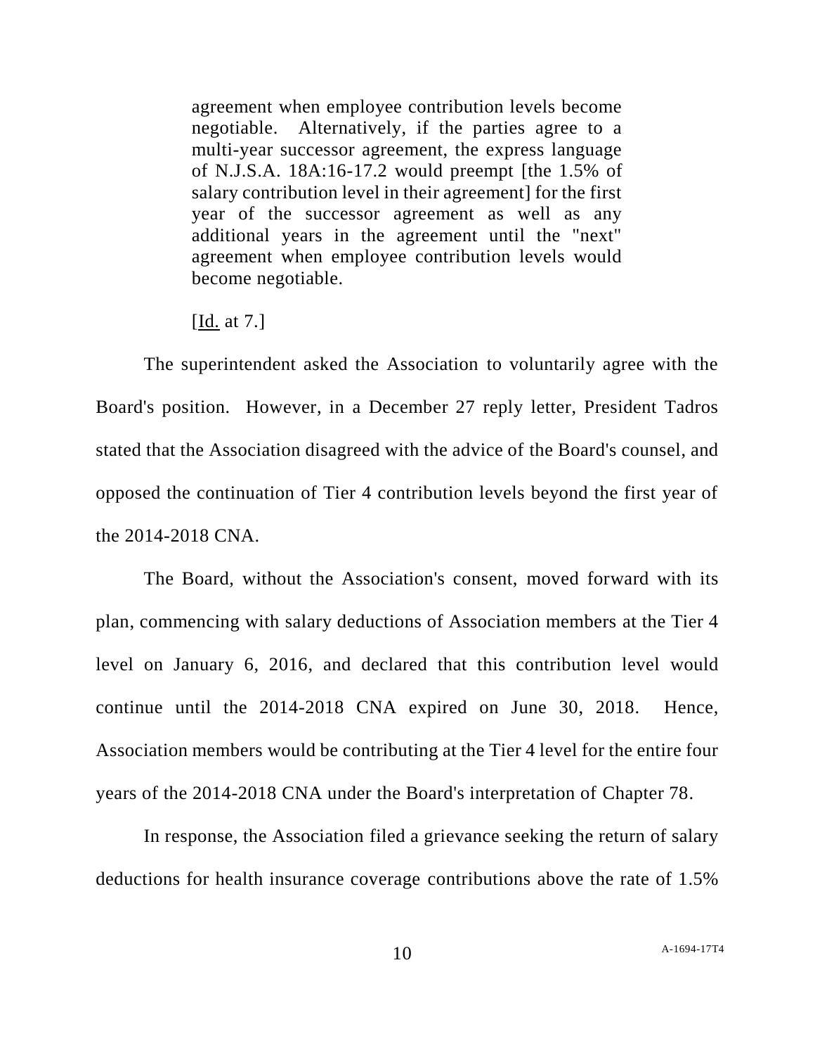> agreement when employee contribution levels become negotiable. Alternatively, if the parties agree to a multi-year successor agreement, the express language of N.J.S.A. 18A:16-17.2 would preempt [the 1.5% of salary contribution level in their agreement] for the first year of the successor agreement as well as any additional years in the agreement until the "next" agreement when employee contribution levels would become negotiable.
>
> [Id. at 7.]

The superintendent asked the Association to voluntarily agree with the Board's position. However, in a December 27 reply letter, President Tadros stated that the Association disagreed with the advice of the Board's counsel, and opposed the continuation of Tier 4 contribution levels beyond the first year of the 2014-2018 CNA.

The Board, without the Association's consent, moved forward with its plan, commencing with salary deductions of Association members at the Tier 4 level on January 6, 2016, and declared that this contribution level would continue until the 2014-2018 CNA expired on June 30, 2018. Hence, Association members would be contributing at the Tier 4 level for the entire four years of the 2014-2018 CNA under the Board's interpretation of Chapter 78.

In response, the Association filed a grievance seeking the return of salary deductions for health insurance coverage contributions above the rate of 1.5%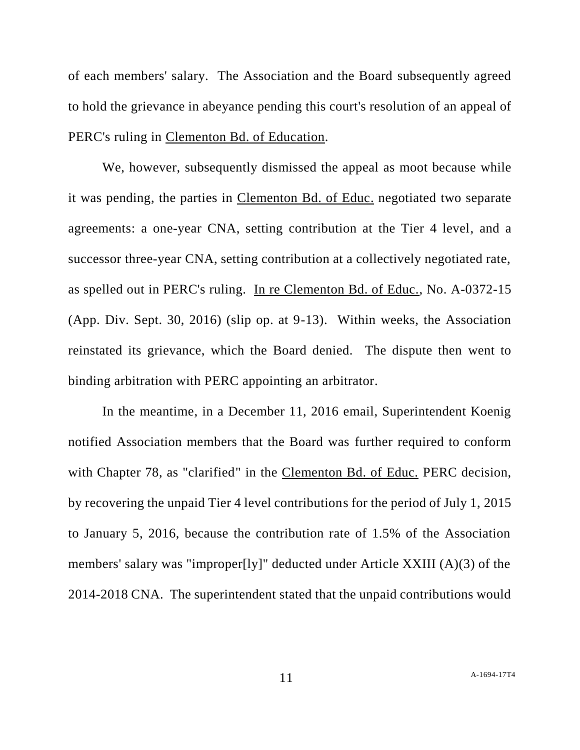of each members' salary. The Association and the Board subsequently agreed to hold the grievance in abeyance pending this court's resolution of an appeal of PERC's ruling in Clementon Bd. of Education.

We, however, subsequently dismissed the appeal as moot because while it was pending, the parties in Clementon Bd. of Educ. negotiated two separate agreements: a one-year CNA, setting contribution at the Tier 4 level, and a successor three-year CNA, setting contribution at a collectively negotiated rate, as spelled out in PERC's ruling. In re Clementon Bd. of Educ., No. A-0372-15 (App. Div. Sept. 30, 2016) (slip op. at 9-13). Within weeks, the Association reinstated its grievance, which the Board denied. The dispute then went to binding arbitration with PERC appointing an arbitrator.

In the meantime, in a December 11, 2016 email, Superintendent Koenig notified Association members that the Board was further required to conform with Chapter 78, as "clarified" in the Clementon Bd. of Educ. PERC decision, by recovering the unpaid Tier 4 level contributions for the period of July 1, 2015 to January 5, 2016, because the contribution rate of 1.5% of the Association members' salary was "improper[ly]" deducted under Article XXIII (A)(3) of the 2014-2018 CNA. The superintendent stated that the unpaid contributions would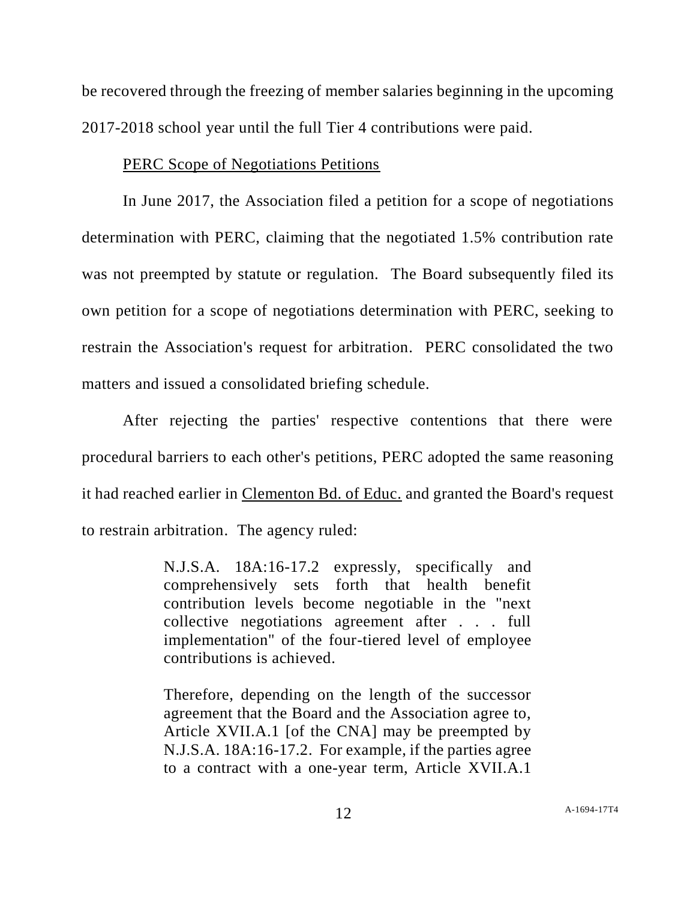be recovered through the freezing of member salaries beginning in the upcoming 2017-2018 school year until the full Tier 4 contributions were paid.

PERC Scope of Negotiations Petitions

In June 2017, the Association filed a petition for a scope of negotiations determination with PERC, claiming that the negotiated 1.5% contribution rate was not preempted by statute or regulation. The Board subsequently filed its own petition for a scope of negotiations determination with PERC, seeking to restrain the Association's request for arbitration. PERC consolidated the two matters and issued a consolidated briefing schedule.

After rejecting the parties' respective contentions that there were procedural barriers to each other's petitions, PERC adopted the same reasoning it had reached earlier in Clementon Bd. of Educ. and granted the Board's request to restrain arbitration. The agency ruled:

> N.J.S.A. 18A:16-17.2 expressly, specifically and comprehensively sets forth that health benefit contribution levels become negotiable in the "next collective negotiations agreement after . . . full implementation" of the four-tiered level of employee contributions is achieved.
>
> Therefore, depending on the length of the successor agreement that the Board and the Association agree to, Article XVII.A.1 [of the CNA] may be preempted by N.J.S.A. 18A:16-17.2. For example, if the parties agree to a contract with a one-year term, Article XVII.A.1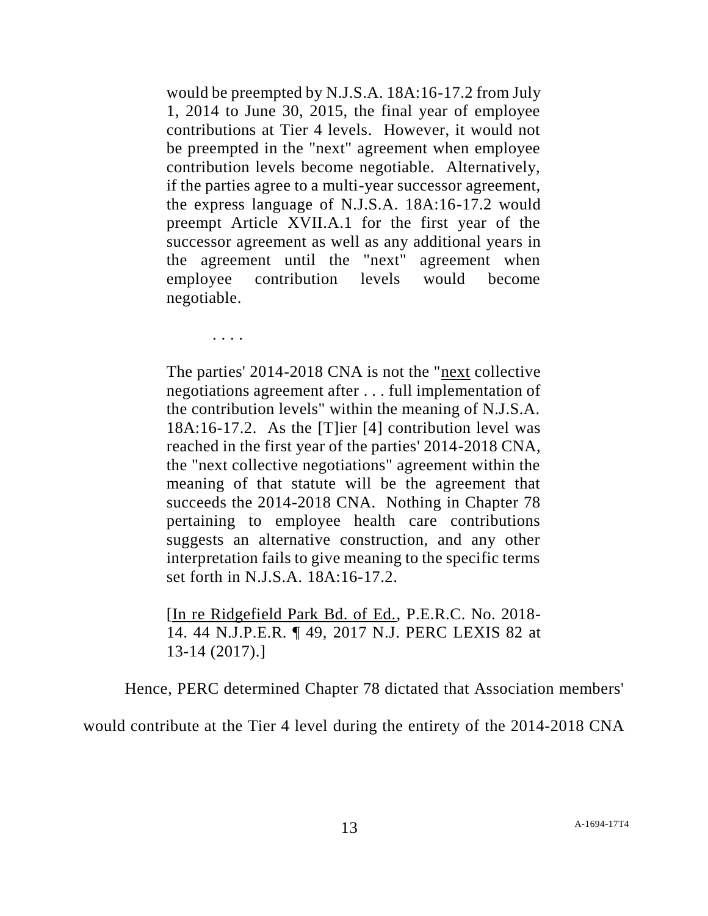> would be preempted by N.J.S.A. 18A:16-17.2 from July 1, 2014 to June 30, 2015, the final year of employee contributions at Tier 4 levels. However, it would not be preempted in the "next" agreement when employee contribution levels become negotiable. Alternatively, if the parties agree to a multi-year successor agreement, the express language of N.J.S.A. 18A:16-17.2 would preempt Article XVII.A.1 for the first year of the successor agreement as well as any additional years in the agreement until the "next" agreement when employee contribution levels would become negotiable.
>
> . . . .
>
> The parties' 2014-2018 CNA is not the "next collective negotiations agreement after . . . full implementation of the contribution levels" within the meaning of N.J.S.A. 18A:16-17.2. As the [T]ier [4] contribution level was reached in the first year of the parties' 2014-2018 CNA, the "next collective negotiations" agreement within the meaning of that statute will be the agreement that succeeds the 2014-2018 CNA. Nothing in Chapter 78 pertaining to employee health care contributions suggests an alternative construction, and any other interpretation fails to give meaning to the specific terms set forth in N.J.S.A. 18A:16-17.2.
>
> [In re Ridgefield Park Bd. of Ed., P.E.R.C. No. 2018-14. 44 N.J.P.E.R. ¶ 49, 2017 N.J. PERC LEXIS 82 at 13-14 (2017).]

Hence, PERC determined Chapter 78 dictated that Association members' would contribute at the Tier 4 level during the entirety of the 2014-2018 CNA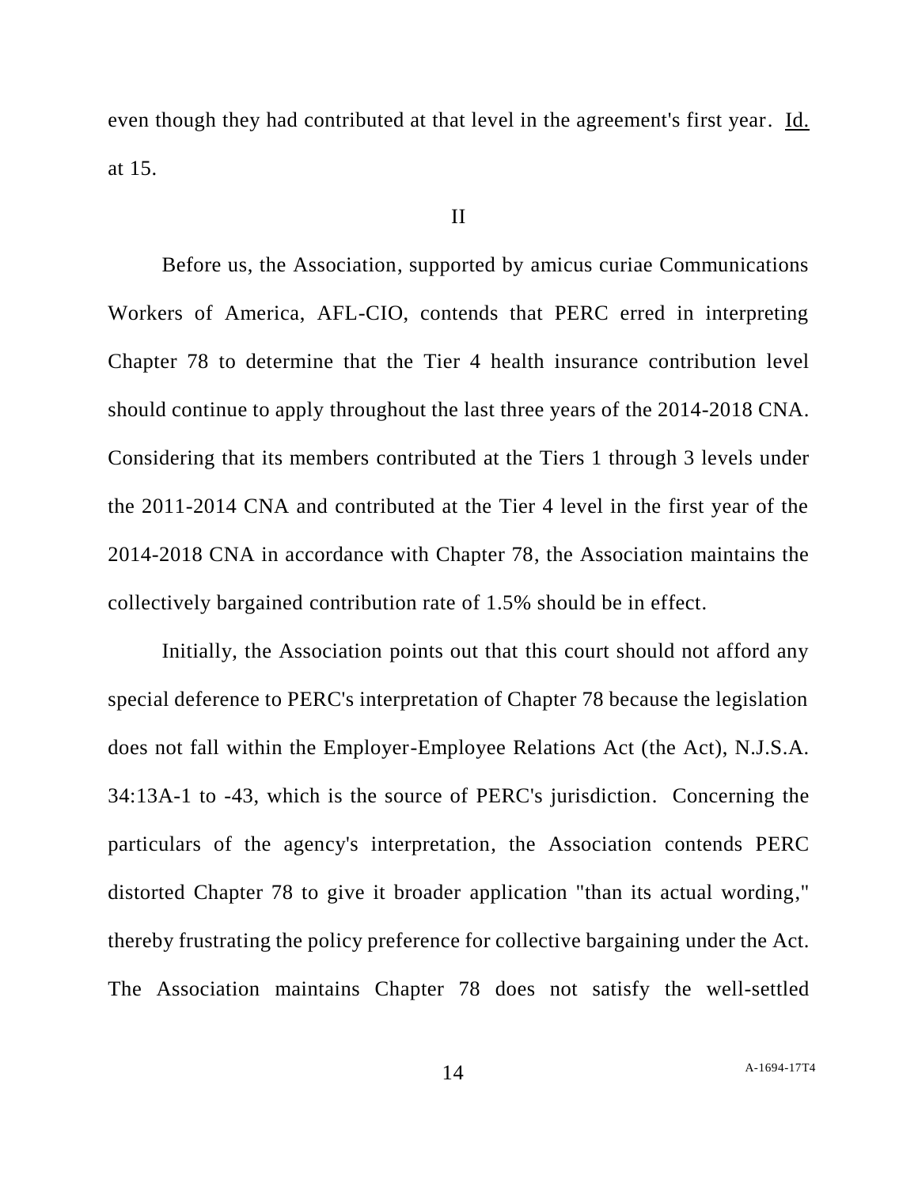even though they had contributed at that level in the agreement's first year. Id. at 15.

II

Before us, the Association, supported by amicus curiae Communications Workers of America, AFL-CIO, contends that PERC erred in interpreting Chapter 78 to determine that the Tier 4 health insurance contribution level should continue to apply throughout the last three years of the 2014-2018 CNA. Considering that its members contributed at the Tiers 1 through 3 levels under the 2011-2014 CNA and contributed at the Tier 4 level in the first year of the 2014-2018 CNA in accordance with Chapter 78, the Association maintains the collectively bargained contribution rate of 1.5% should be in effect.

Initially, the Association points out that this court should not afford any special deference to PERC's interpretation of Chapter 78 because the legislation does not fall within the Employer-Employee Relations Act (the Act), N.J.S.A. 34:13A-1 to -43, which is the source of PERC's jurisdiction. Concerning the particulars of the agency's interpretation, the Association contends PERC distorted Chapter 78 to give it broader application "than its actual wording," thereby frustrating the policy preference for collective bargaining under the Act. The Association maintains Chapter 78 does not satisfy the well-settled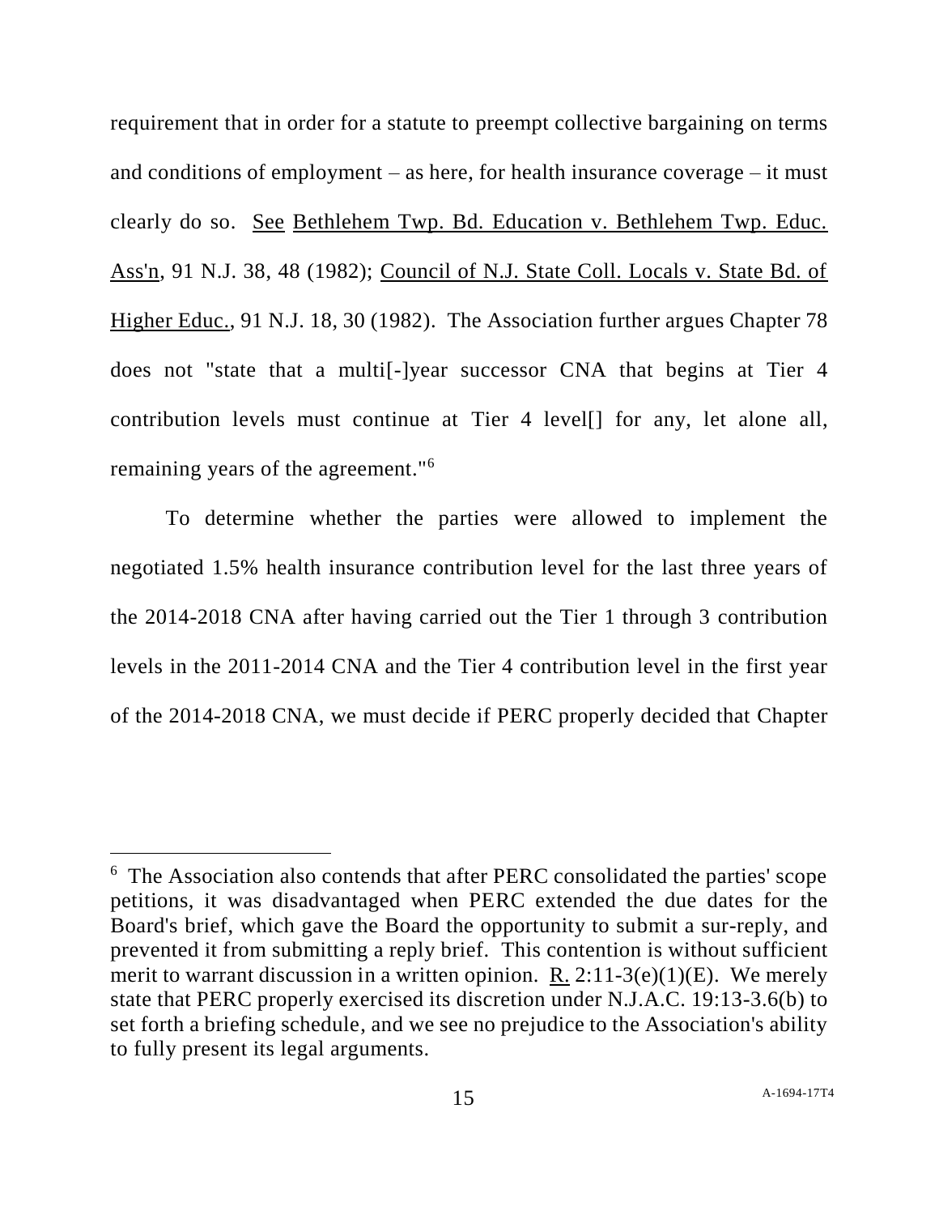requirement that in order for a statute to preempt collective bargaining on terms and conditions of employment – as here, for health insurance coverage – it must clearly do so. See Bethlehem Twp. Bd. Education v. Bethlehem Twp. Educ. Ass'n, 91 N.J. 38, 48 (1982); Council of N.J. State Coll. Locals v. State Bd. of Higher Educ., 91 N.J. 18, 30 (1982). The Association further argues Chapter 78 does not "state that a multi[-]year successor CNA that begins at Tier 4 contribution levels must continue at Tier 4 level[] for any, let alone all, remaining years of the agreement."[6]

To determine whether the parties were allowed to implement the negotiated 1.5% health insurance contribution level for the last three years of the 2014-2018 CNA after having carried out the Tier 1 through 3 contribution levels in the 2011-2014 CNA and the Tier 4 contribution level in the first year of the 2014-2018 CNA, we must decide if PERC properly decided that Chapter

---

[6] The Association also contends that after PERC consolidated the parties' scope petitions, it was disadvantaged when PERC extended the due dates for the Board's brief, which gave the Board the opportunity to submit a sur-reply, and prevented it from submitting a reply brief. This contention is without sufficient merit to warrant discussion in a written opinion. R. 2:11-3(e)(1)(E). We merely state that PERC properly exercised its discretion under N.J.A.C. 19:13-3.6(b) to set forth a briefing schedule, and we see no prejudice to the Association's ability to fully present its legal arguments.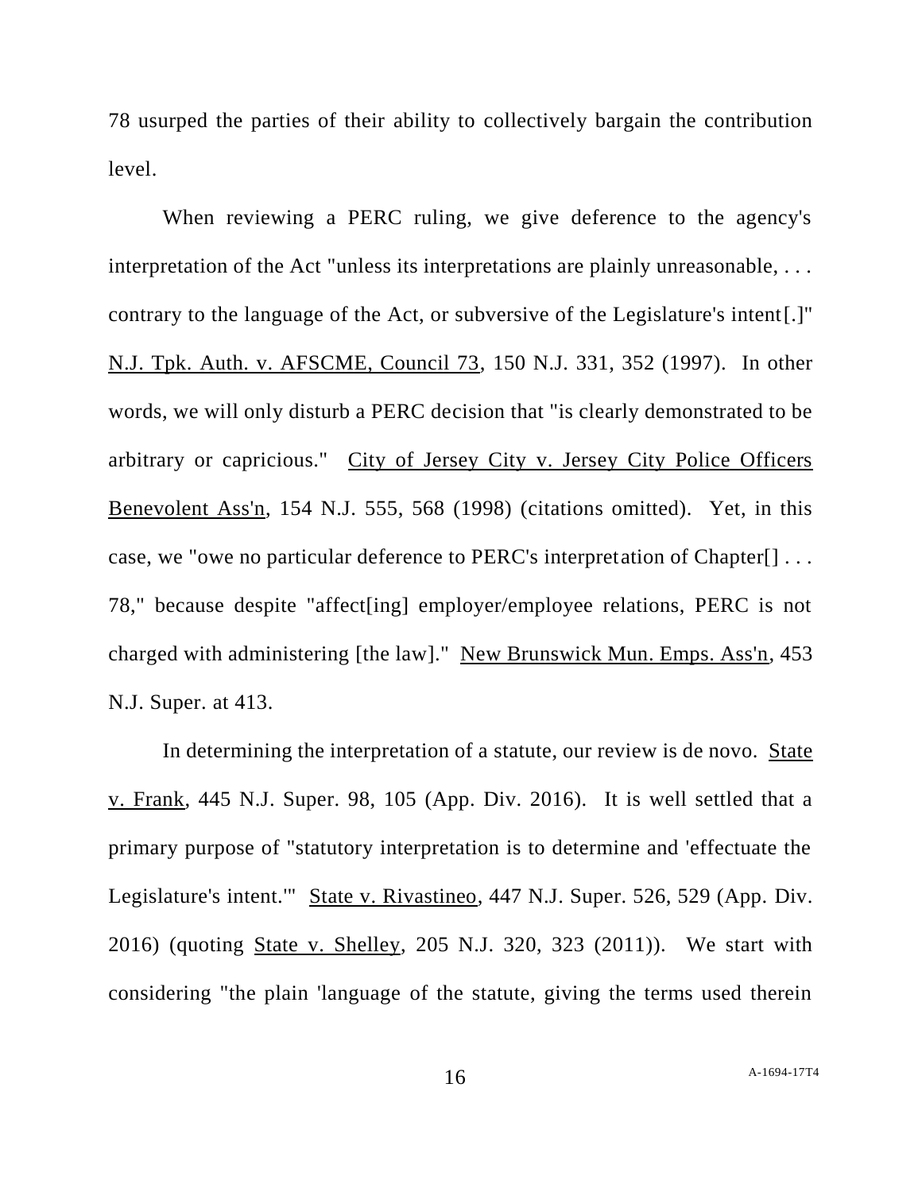78 usurped the parties of their ability to collectively bargain the contribution level.

When reviewing a PERC ruling, we give deference to the agency's interpretation of the Act "unless its interpretations are plainly unreasonable, . . . contrary to the language of the Act, or subversive of the Legislature's intent[.]" N.J. Tpk. Auth. v. AFSCME, Council 73, 150 N.J. 331, 352 (1997). In other words, we will only disturb a PERC decision that "is clearly demonstrated to be arbitrary or capricious." City of Jersey City v. Jersey City Police Officers Benevolent Ass'n, 154 N.J. 555, 568 (1998) (citations omitted). Yet, in this case, we "owe no particular deference to PERC's interpretation of Chapter[] . . . 78," because despite "affect[ing] employer/employee relations, PERC is not charged with administering [the law]." New Brunswick Mun. Emps. Ass'n, 453 N.J. Super. at 413.

In determining the interpretation of a statute, our review is de novo. State v. Frank, 445 N.J. Super. 98, 105 (App. Div. 2016). It is well settled that a primary purpose of "statutory interpretation is to determine and 'effectuate the Legislature's intent.'" State v. Rivastineo, 447 N.J. Super. 526, 529 (App. Div. 2016) (quoting State v. Shelley, 205 N.J. 320, 323 (2011)). We start with considering "the plain 'language of the statute, giving the terms used therein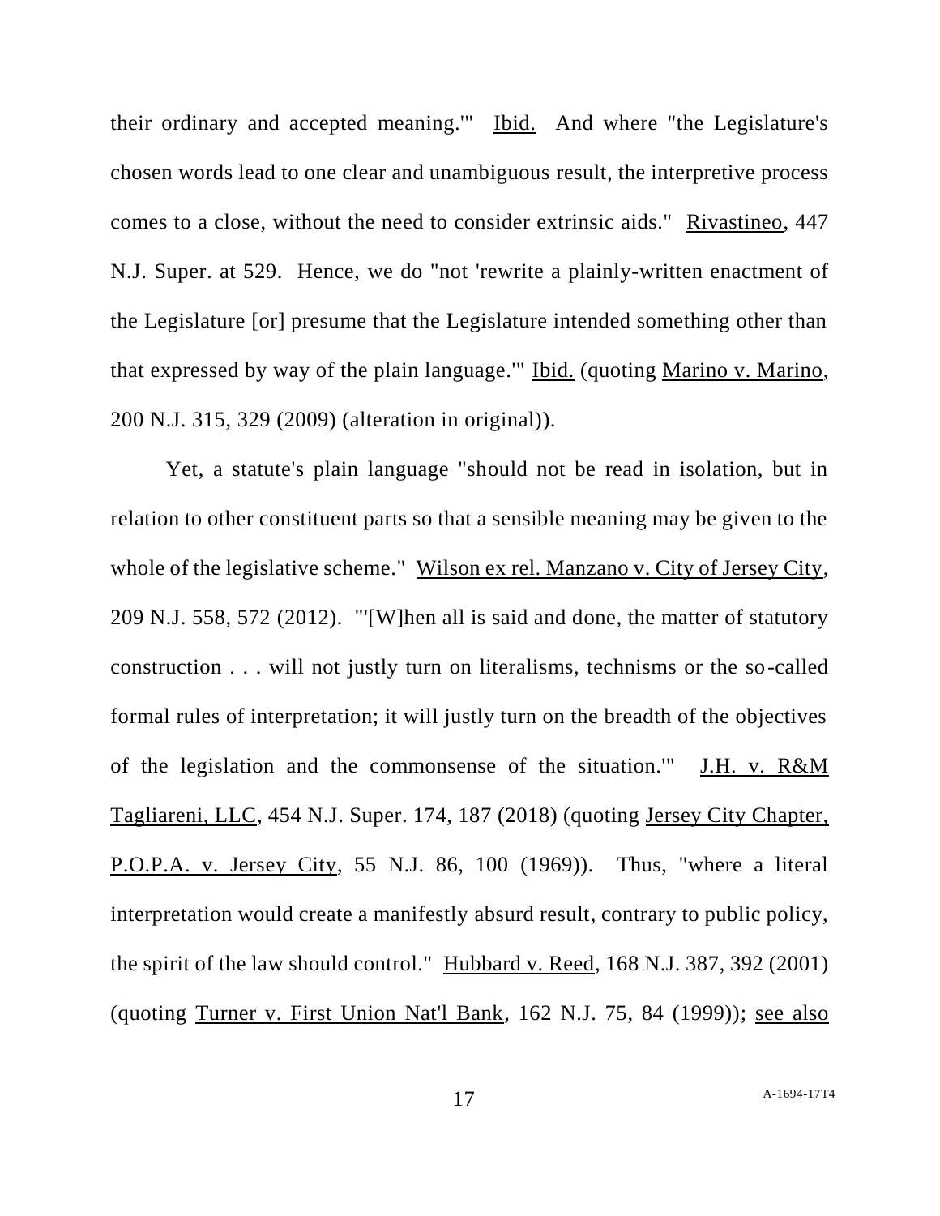their ordinary and accepted meaning.'" Ibid. And where "the Legislature's chosen words lead to one clear and unambiguous result, the interpretive process comes to a close, without the need to consider extrinsic aids." Rivastineo, 447 N.J. Super. at 529. Hence, we do "not 'rewrite a plainly-written enactment of the Legislature [or] presume that the Legislature intended something other than that expressed by way of the plain language.'" Ibid. (quoting Marino v. Marino, 200 N.J. 315, 329 (2009) (alteration in original)).

Yet, a statute's plain language "should not be read in isolation, but in relation to other constituent parts so that a sensible meaning may be given to the whole of the legislative scheme." Wilson ex rel. Manzano v. City of Jersey City, 209 N.J. 558, 572 (2012). "'[W]hen all is said and done, the matter of statutory construction . . . will not justly turn on literalisms, technisms or the so-called formal rules of interpretation; it will justly turn on the breadth of the objectives of the legislation and the commonsense of the situation.'" J.H. v. R&M Tagliareni, LLC, 454 N.J. Super. 174, 187 (2018) (quoting Jersey City Chapter, P.O.P.A. v. Jersey City, 55 N.J. 86, 100 (1969)). Thus, "where a literal interpretation would create a manifestly absurd result, contrary to public policy, the spirit of the law should control." Hubbard v. Reed, 168 N.J. 387, 392 (2001) (quoting Turner v. First Union Nat'l Bank, 162 N.J. 75, 84 (1999)); see also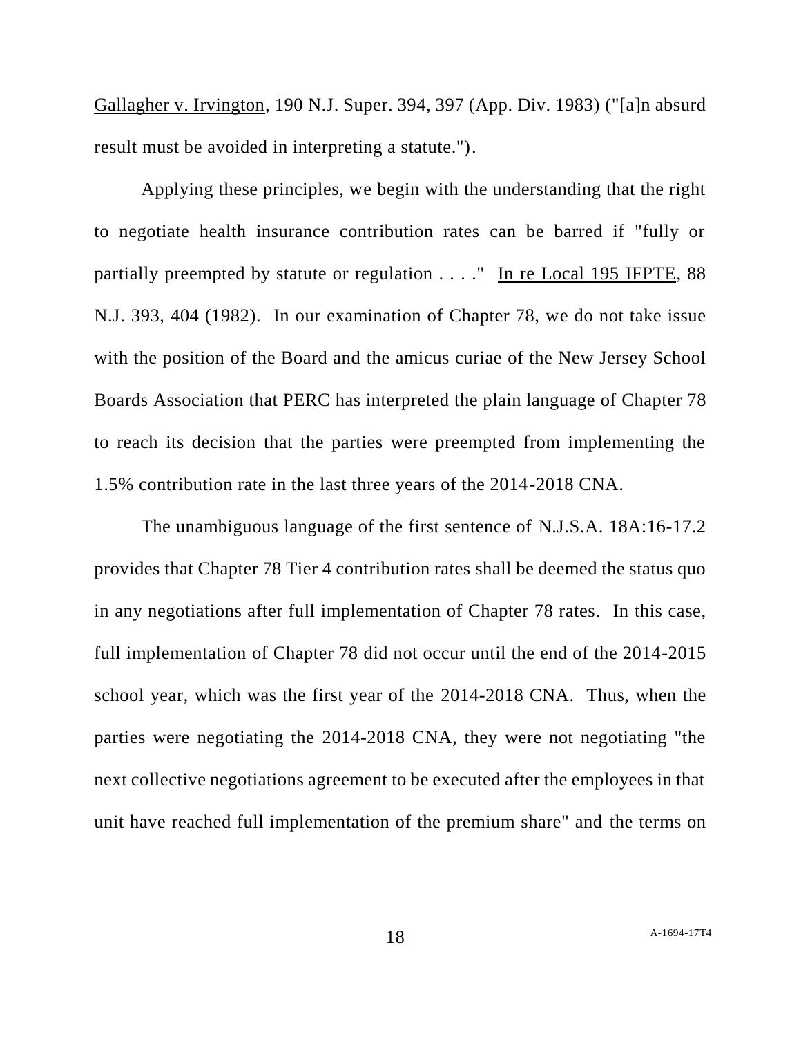Gallagher v. Irvington, 190 N.J. Super. 394, 397 (App. Div. 1983) ("[a]n absurd result must be avoided in interpreting a statute.").

Applying these principles, we begin with the understanding that the right to negotiate health insurance contribution rates can be barred if "fully or partially preempted by statute or regulation . . . ." In re Local 195 IFPTE, 88 N.J. 393, 404 (1982). In our examination of Chapter 78, we do not take issue with the position of the Board and the amicus curiae of the New Jersey School Boards Association that PERC has interpreted the plain language of Chapter 78 to reach its decision that the parties were preempted from implementing the 1.5% contribution rate in the last three years of the 2014-2018 CNA.

The unambiguous language of the first sentence of N.J.S.A. 18A:16-17.2 provides that Chapter 78 Tier 4 contribution rates shall be deemed the status quo in any negotiations after full implementation of Chapter 78 rates. In this case, full implementation of Chapter 78 did not occur until the end of the 2014-2015 school year, which was the first year of the 2014-2018 CNA. Thus, when the parties were negotiating the 2014-2018 CNA, they were not negotiating "the next collective negotiations agreement to be executed after the employees in that unit have reached full implementation of the premium share" and the terms on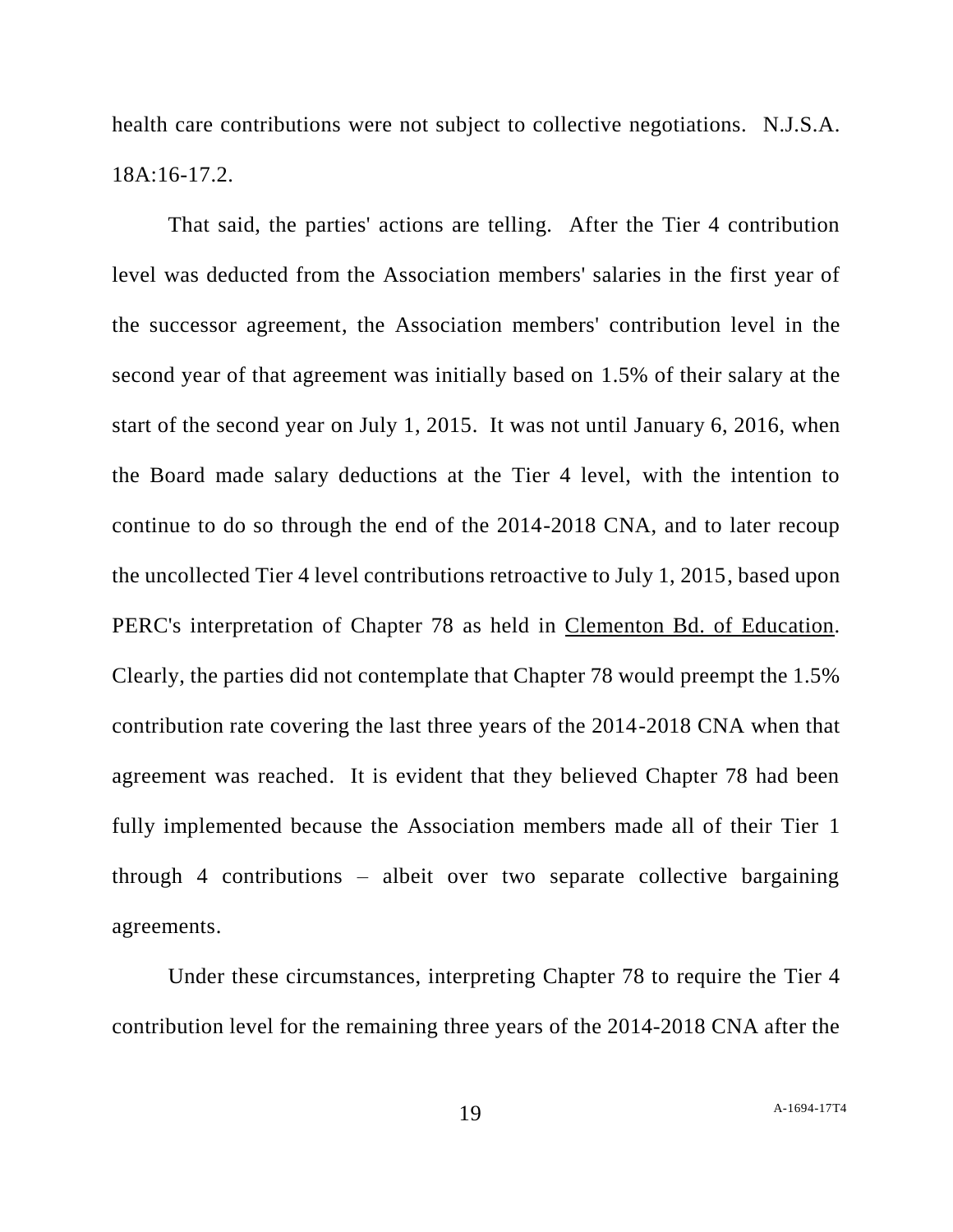health care contributions were not subject to collective negotiations. N.J.S.A. 18A:16-17.2.

That said, the parties' actions are telling. After the Tier 4 contribution level was deducted from the Association members' salaries in the first year of the successor agreement, the Association members' contribution level in the second year of that agreement was initially based on 1.5% of their salary at the start of the second year on July 1, 2015. It was not until January 6, 2016, when the Board made salary deductions at the Tier 4 level, with the intention to continue to do so through the end of the 2014-2018 CNA, and to later recoup the uncollected Tier 4 level contributions retroactive to July 1, 2015, based upon PERC's interpretation of Chapter 78 as held in Clementon Bd. of Education. Clearly, the parties did not contemplate that Chapter 78 would preempt the 1.5% contribution rate covering the last three years of the 2014-2018 CNA when that agreement was reached. It is evident that they believed Chapter 78 had been fully implemented because the Association members made all of their Tier 1 through 4 contributions – albeit over two separate collective bargaining agreements.

Under these circumstances, interpreting Chapter 78 to require the Tier 4 contribution level for the remaining three years of the 2014-2018 CNA after the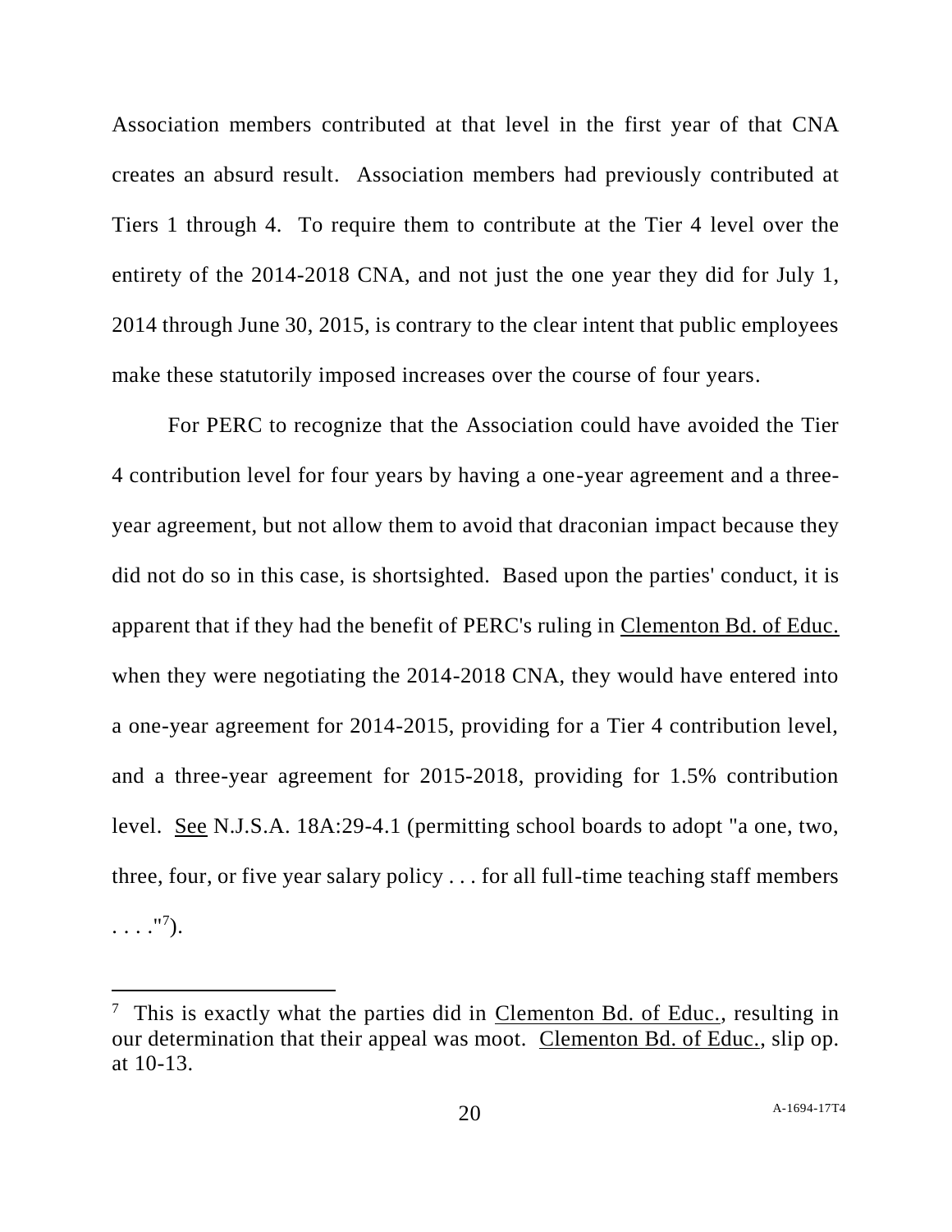Association members contributed at that level in the first year of that CNA creates an absurd result. Association members had previously contributed at Tiers 1 through 4. To require them to contribute at the Tier 4 level over the entirety of the 2014-2018 CNA, and not just the one year they did for July 1, 2014 through June 30, 2015, is contrary to the clear intent that public employees make these statutorily imposed increases over the course of four years.

For PERC to recognize that the Association could have avoided the Tier 4 contribution level for four years by having a one-year agreement and a three-year agreement, but not allow them to avoid that draconian impact because they did not do so in this case, is shortsighted. Based upon the parties' conduct, it is apparent that if they had the benefit of PERC's ruling in Clementon Bd. of Educ. when they were negotiating the 2014-2018 CNA, they would have entered into a one-year agreement for 2014-2015, providing for a Tier 4 contribution level, and a three-year agreement for 2015-2018, providing for 1.5% contribution level. See N.J.S.A. 18A:29-4.1 (permitting school boards to adopt "a one, two, three, four, or five year salary policy . . . for all full-time teaching staff members . . . ."[7]).

[7] This is exactly what the parties did in Clementon Bd. of Educ., resulting in our determination that their appeal was moot. Clementon Bd. of Educ., slip op. at 10-13.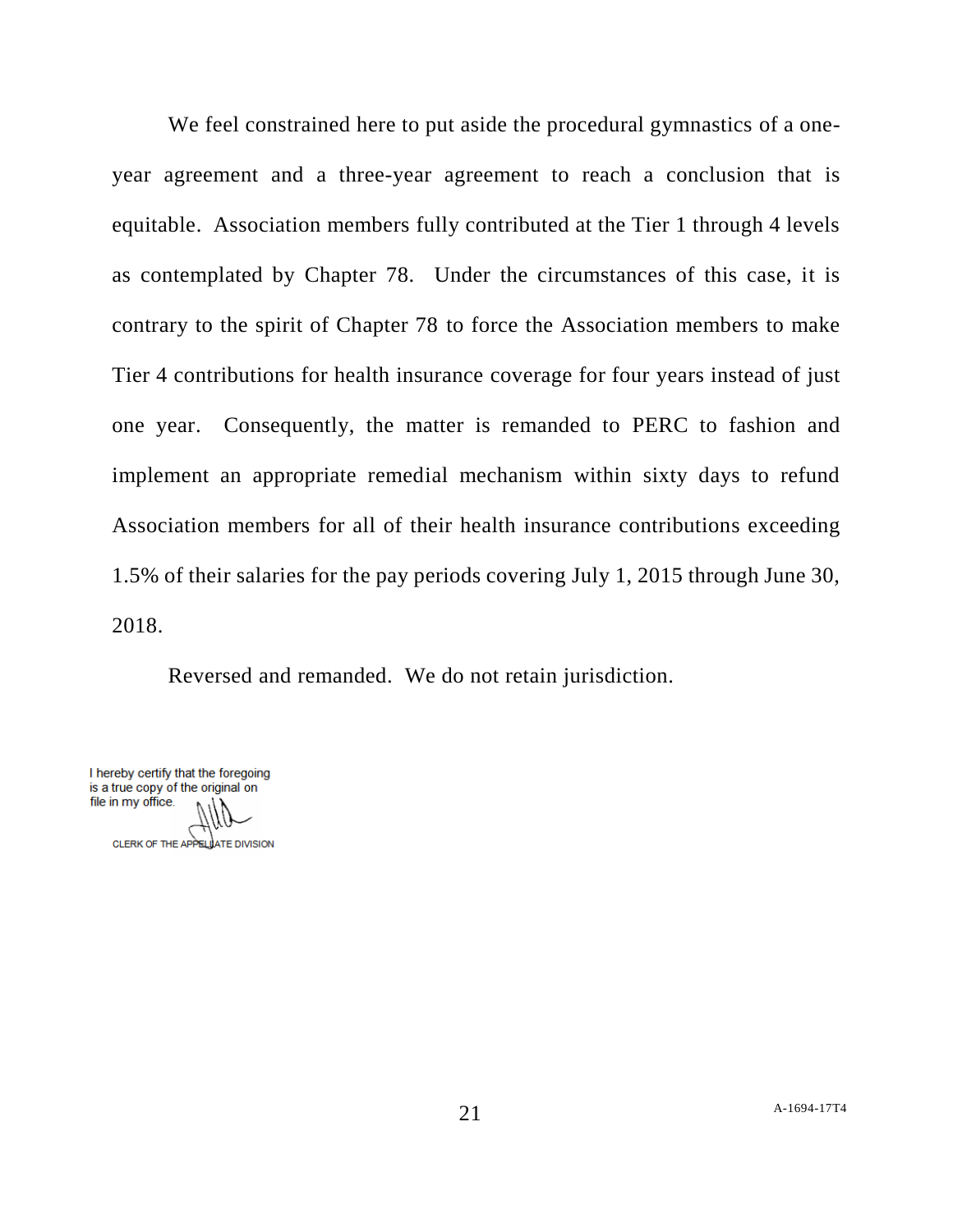We feel constrained here to put aside the procedural gymnastics of a one-year agreement and a three-year agreement to reach a conclusion that is equitable. Association members fully contributed at the Tier 1 through 4 levels as contemplated by Chapter 78. Under the circumstances of this case, it is contrary to the spirit of Chapter 78 to force the Association members to make Tier 4 contributions for health insurance coverage for four years instead of just one year. Consequently, the matter is remanded to PERC to fashion and implement an appropriate remedial mechanism within sixty days to refund Association members for all of their health insurance contributions exceeding 1.5% of their salaries for the pay periods covering July 1, 2015 through June 30, 2018.

Reversed and remanded. We do not retain jurisdiction.

I hereby certify that the foregoing is a true copy of the original on file in my office.

CLERK OF THE APPELLATE DIVISION